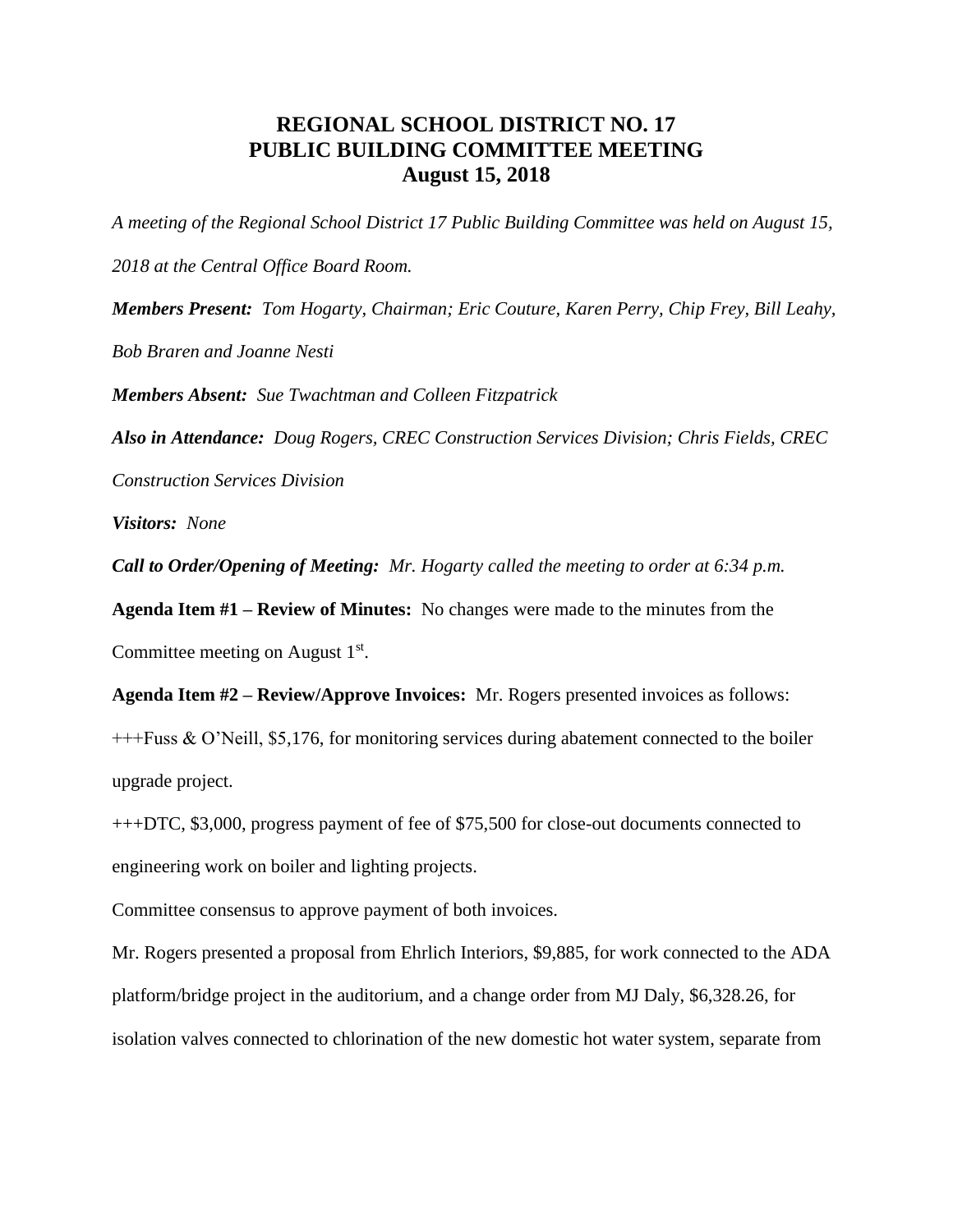# REGIONAL SCHOOL DISTRICT NO. 17
# PUBLIC BUILDING COMMITTEE MEETING
# August 15, 2018

*A meeting of the Regional School District 17 Public Building Committee was held on August 15, 2018 at the Central Office Board Room.*

***Members Present:*** *Tom Hogarty, Chairman; Eric Couture, Karen Perry, Chip Frey, Bill Leahy, Bob Braren and Joanne Nesti*

***Members Absent:*** *Sue Twachtman and Colleen Fitzpatrick*

***Also in Attendance:*** *Doug Rogers, CREC Construction Services Division; Chris Fields, CREC Construction Services Division*

***Visitors:*** *None*

***Call to Order/Opening of Meeting:*** *Mr. Hogarty called the meeting to order at 6:34 p.m.*

**Agenda Item #1 – Review of Minutes:** No changes were made to the minutes from the Committee meeting on August 1st.

**Agenda Item #2 – Review/Approve Invoices:** Mr. Rogers presented invoices as follows:

+++Fuss & O'Neill, $5,176, for monitoring services during abatement connected to the boiler upgrade project.

+++DTC, $3,000, progress payment of fee of $75,500 for close-out documents connected to engineering work on boiler and lighting projects.

Committee consensus to approve payment of both invoices.

Mr. Rogers presented a proposal from Ehrlich Interiors, $9,885, for work connected to the ADA platform/bridge project in the auditorium, and a change order from MJ Daly, $6,328.26, for isolation valves connected to chlorination of the new domestic hot water system, separate from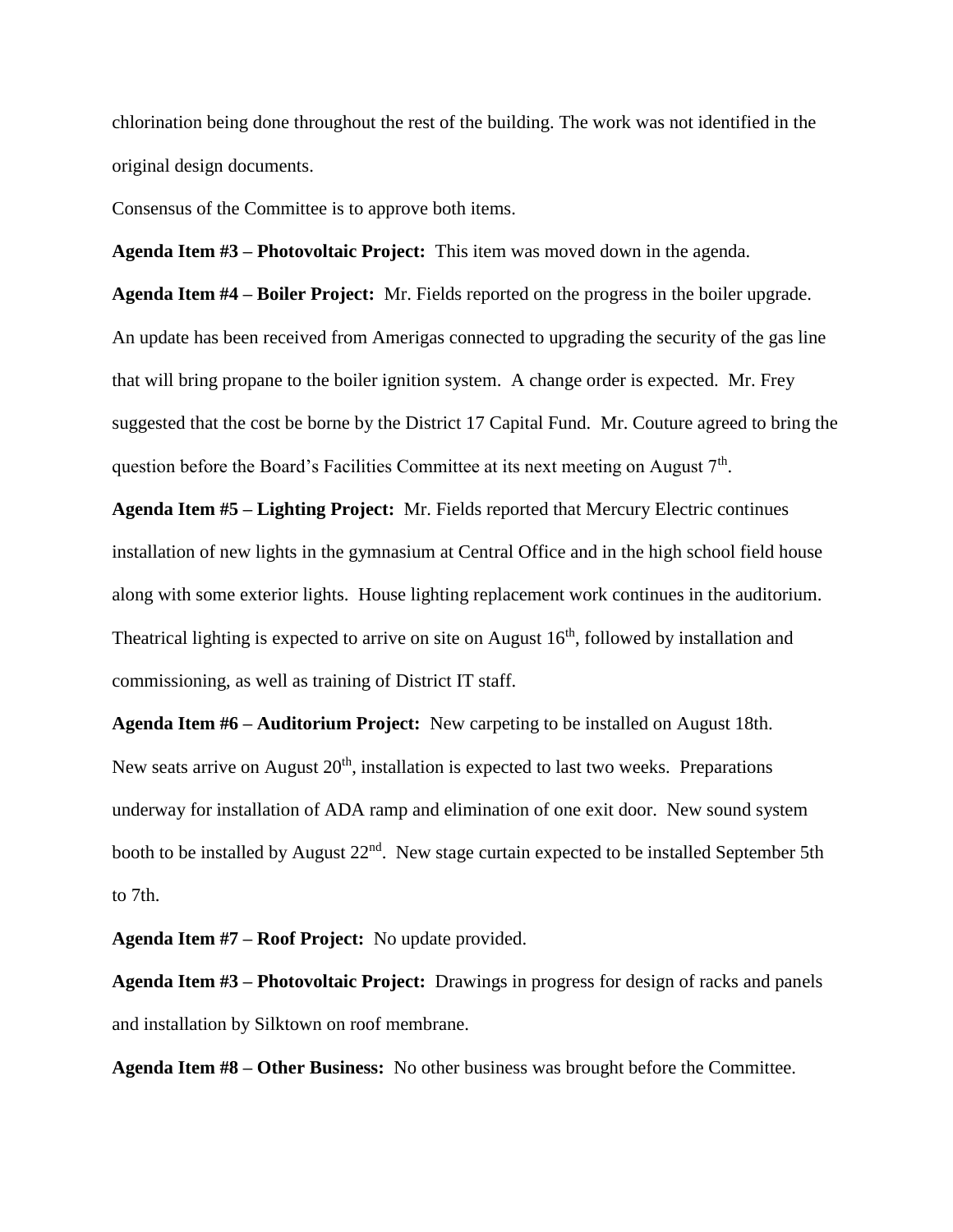chlorination being done throughout the rest of the building. The work was not identified in the original design documents.

Consensus of the Committee is to approve both items.

**Agenda Item #3 – Photovoltaic Project:** This item was moved down in the agenda.

**Agenda Item #4 – Boiler Project:** Mr. Fields reported on the progress in the boiler upgrade. An update has been received from Amerigas connected to upgrading the security of the gas line that will bring propane to the boiler ignition system. A change order is expected. Mr. Frey suggested that the cost be borne by the District 17 Capital Fund. Mr. Couture agreed to bring the question before the Board's Facilities Committee at its next meeting on August 7th.

**Agenda Item #5 – Lighting Project:** Mr. Fields reported that Mercury Electric continues installation of new lights in the gymnasium at Central Office and in the high school field house along with some exterior lights. House lighting replacement work continues in the auditorium. Theatrical lighting is expected to arrive on site on August 16th, followed by installation and commissioning, as well as training of District IT staff.

**Agenda Item #6 – Auditorium Project:** New carpeting to be installed on August 18th. New seats arrive on August 20th, installation is expected to last two weeks. Preparations underway for installation of ADA ramp and elimination of one exit door. New sound system booth to be installed by August 22nd. New stage curtain expected to be installed September 5th to 7th.

**Agenda Item #7 – Roof Project:** No update provided.

**Agenda Item #3 – Photovoltaic Project:** Drawings in progress for design of racks and panels and installation by Silktown on roof membrane.

**Agenda Item #8 – Other Business:** No other business was brought before the Committee.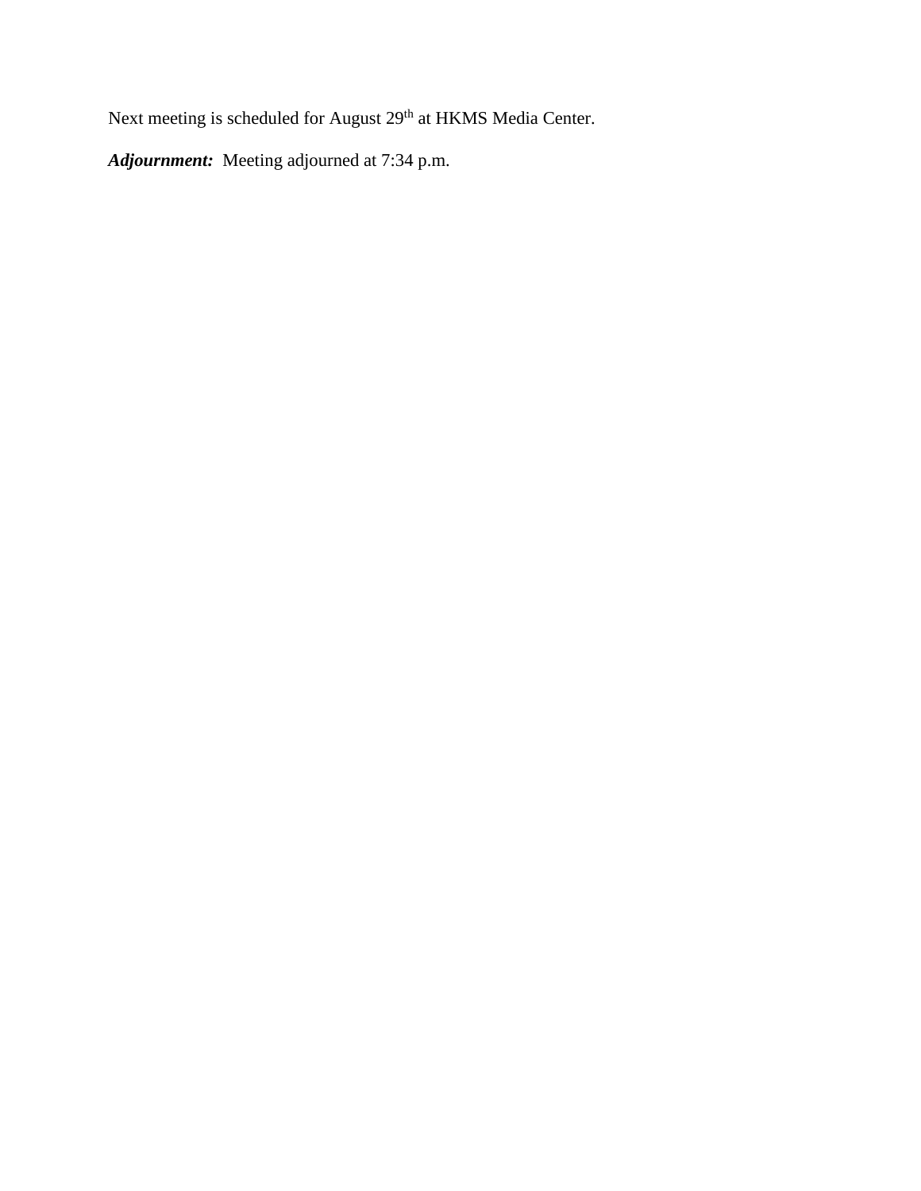Next meeting is scheduled for August 29th at HKMS Media Center.

***Adjournment:*** Meeting adjourned at 7:34 p.m.